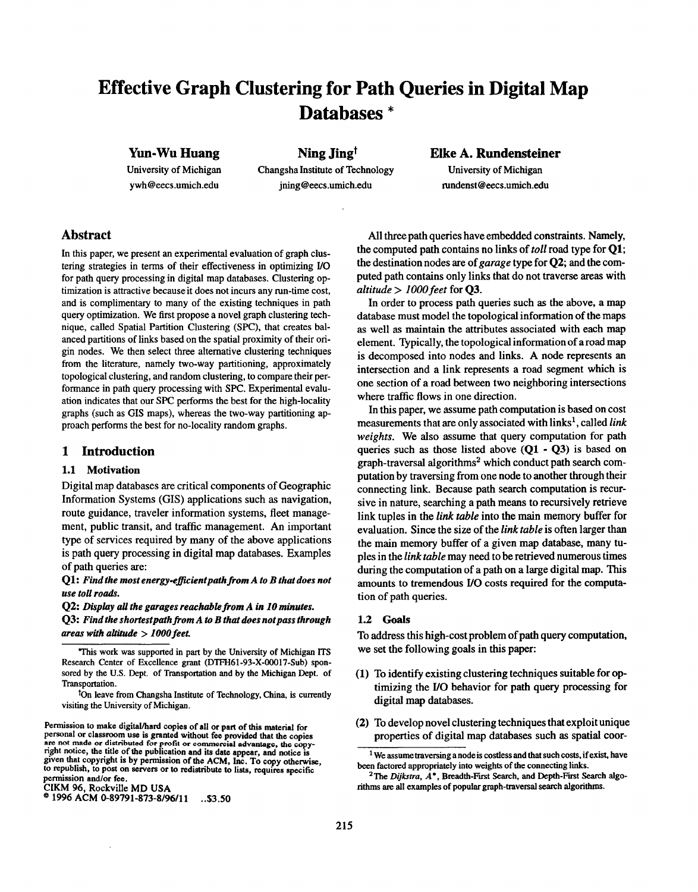# Effective Graph Clustering for Path Queries in Digital Map Databases *

**Yun-Wu Huang**
University of Michigan
ywh@eecs.umich.edu

**Ning Jing**[†]
Changsha Institute of Technology
jning@eecs.umich.edu

**Elke A. Rundensteiner**
University of Michigan
rundenst@eecs.umich.edu

## Abstract

In this paper, we present an experimental evaluation of graph clustering strategies in terms of their effectiveness in optimizing I/O for path query processing in digital map databases. Clustering optimization is attractive because it does not incurs any run-time cost, and is complimentary to many of the existing techniques in path query optimization. We first propose a novel graph clustering technique, called Spatial Partition Clustering (SPC), that creates balanced partitions of links based on the spatial proximity of their origin nodes. We then select three alternative clustering techniques from the literature, namely two-way partitioning, approximately topological clustering, and random clustering, to compare their performance in path query processing with SPC. Experimental evaluation indicates that our SPC performs the best for the high-locality graphs (such as GIS maps), whereas the two-way partitioning approach performs the best for no-locality random graphs.

## 1 Introduction

### 1.1 Motivation

Digital map databases are critical components of Geographic Information Systems (GIS) applications such as navigation, route guidance, traveler information systems, fleet management, public transit, and traffic management. An important type of services required by many of the above applications is path query processing in digital map databases. Examples of path queries are:

**Q1:** ***Find the most energy-efficient path from A to B that does not use toll roads.***

**Q2:** ***Display all the garages reachable from A in 10 minutes.***

**Q3:** ***Find the shortest path from A to B that does not pass through areas with altitude > 1000 feet.***

All three path queries have embedded constraints. Namely, the computed path contains no links of *toll* road type for **Q1**; the destination nodes are of *garage* type for **Q2**; and the computed path contains only links that do not traverse areas with *altitude > 1000 feet* for **Q3**.

In order to process path queries such as the above, a map database must model the topological information of the maps as well as maintain the attributes associated with each map element. Typically, the topological information of a road map is decomposed into nodes and links. A node represents an intersection and a link represents a road segment which is one section of a road between two neighboring intersections where traffic flows in one direction.

In this paper, we assume path computation is based on cost measurements that are only associated with links[1], called *link weights*. We also assume that query computation for path queries such as those listed above (**Q1 - Q3**) is based on graph-traversal algorithms[2] which conduct path search computation by traversing from one node to another through their connecting link. Because path search computation is recursive in nature, searching a path means to recursively retrieve link tuples in the *link table* into the main memory buffer for evaluation. Since the size of the *link table* is often larger than the main memory buffer of a given map database, many tuples in the *link table* may need to be retrieved numerous times during the computation of a path on a large digital map. This amounts to tremendous I/O costs required for the computation of path queries.

### 1.2 Goals

To address this high-cost problem of path query computation, we set the following goals in this paper:

**(1)** To identify existing clustering techniques suitable for optimizing the I/O behavior for path query processing for digital map databases.

**(2)** To develop novel clustering techniques that exploit unique properties of digital map databases such as spatial coor-

*This work was supported in part by the University of Michigan ITS Research Center of Excellence grant (DTFH61-93-X-00017-Sub) sponsored by the U.S. Dept. of Transportation and by the Michigan Dept. of Transportation.

[†]On leave from Changsha Institute of Technology, China, is currently visiting the University of Michigan.

Permission to make digital/hard copies of all or part of this material for personal or classroom use is granted without fee provided that the copies are not made or distributed for profit or commercial advantage, the copyright notice, the title of the publication and its date appear, and notice is given that copyright is by permission of the ACM, Inc. To copy otherwise, to republish, to post on servers or to redistribute to lists, requires specific permission and/or fee.
CIKM 96, Rockville MD USA
© 1996 ACM 0-89791-873-8/96/11 ..$3.50

[1] We assume traversing a node is costless and that such costs, if exist, have been factored appropriately into weights of the connecting links.

[2] The *Dijkstra*, *A**, Breadth-First Search, and Depth-First Search algorithms are all examples of popular graph-traversal search algorithms.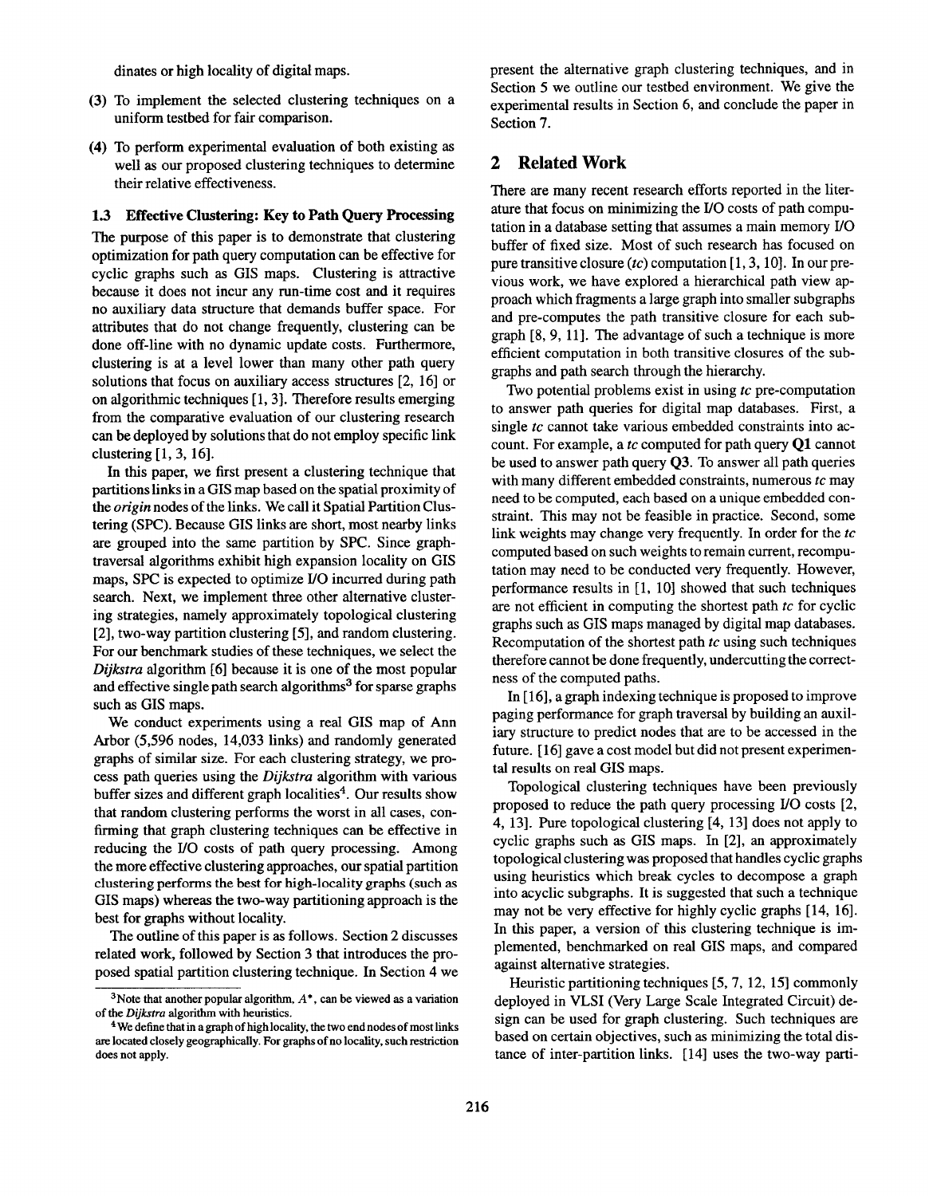dinates or high locality of digital maps.

(3) To implement the selected clustering techniques on a uniform testbed for fair comparison.

(4) To perform experimental evaluation of both existing as well as our proposed clustering techniques to determine their relative effectiveness.

### 1.3 Effective Clustering: Key to Path Query Processing

The purpose of this paper is to demonstrate that clustering optimization for path query computation can be effective for cyclic graphs such as GIS maps. Clustering is attractive because it does not incur any run-time cost and it requires no auxiliary data structure that demands buffer space. For attributes that do not change frequently, clustering can be done off-line with no dynamic update costs. Furthermore, clustering is at a level lower than many other path query solutions that focus on auxiliary access structures [2, 16] or on algorithmic techniques [1, 3]. Therefore results emerging from the comparative evaluation of our clustering research can be deployed by solutions that do not employ specific link clustering [1, 3, 16].

In this paper, we first present a clustering technique that partitions links in a GIS map based on the spatial proximity of the *origin* nodes of the links. We call it Spatial Partition Clustering (SPC). Because GIS links are short, most nearby links are grouped into the same partition by SPC. Since graph-traversal algorithms exhibit high expansion locality on GIS maps, SPC is expected to optimize I/O incurred during path search. Next, we implement three other alternative clustering strategies, namely approximately topological clustering [2], two-way partition clustering [5], and random clustering. For our benchmark studies of these techniques, we select the *Dijkstra* algorithm [6] because it is one of the most popular and effective single path search algorithms[3] for sparse graphs such as GIS maps.

We conduct experiments using a real GIS map of Ann Arbor (5,596 nodes, 14,033 links) and randomly generated graphs of similar size. For each clustering strategy, we process path queries using the *Dijkstra* algorithm with various buffer sizes and different graph localities[4]. Our results show that random clustering performs the worst in all cases, confirming that graph clustering techniques can be effective in reducing the I/O costs of path query processing. Among the more effective clustering approaches, our spatial partition clustering performs the best for high-locality graphs (such as GIS maps) whereas the two-way partitioning approach is the best for graphs without locality.

The outline of this paper is as follows. Section 2 discusses related work, followed by Section 3 that introduces the proposed spatial partition clustering technique. In Section 4 we present the alternative graph clustering techniques, and in Section 5 we outline our testbed environment. We give the experimental results in Section 6, and conclude the paper in Section 7.

[3] Note that another popular algorithm, $A^*$, can be viewed as a variation of the *Dijkstra* algorithm with heuristics.

[4] We define that in a graph of high locality, the two end nodes of most links are located closely geographically. For graphs of no locality, such restriction does not apply.

## 2 Related Work

There are many recent research efforts reported in the literature that focus on minimizing the I/O costs of path computation in a database setting that assumes a main memory I/O buffer of fixed size. Most of such research has focused on pure transitive closure (*tc*) computation [1, 3, 10]. In our previous work, we have explored a hierarchical path view approach which fragments a large graph into smaller subgraphs and pre-computes the path transitive closure for each subgraph [8, 9, 11]. The advantage of such a technique is more efficient computation in both transitive closures of the subgraphs and path search through the hierarchy.

Two potential problems exist in using *tc* pre-computation to answer path queries for digital map databases. First, a single *tc* cannot take various embedded constraints into account. For example, a *tc* computed for path query **Q1** cannot be used to answer path query **Q3**. To answer all path queries with many different embedded constraints, numerous *tc* may need to be computed, each based on a unique embedded constraint. This may not be feasible in practice. Second, some link weights may change very frequently. In order for the *tc* computed based on such weights to remain current, recomputation may need to be conducted very frequently. However, performance results in [1, 10] showed that such techniques are not efficient in computing the shortest path *tc* for cyclic graphs such as GIS maps managed by digital map databases. Recomputation of the shortest path *tc* using such techniques therefore cannot be done frequently, undercutting the correctness of the computed paths.

In [16], a graph indexing technique is proposed to improve paging performance for graph traversal by building an auxiliary structure to predict nodes that are to be accessed in the future. [16] gave a cost model but did not present experimental results on real GIS maps.

Topological clustering techniques have been previously proposed to reduce the path query processing I/O costs [2, 4, 13]. Pure topological clustering [4, 13] does not apply to cyclic graphs such as GIS maps. In [2], an approximately topological clustering was proposed that handles cyclic graphs using heuristics which break cycles to decompose a graph into acyclic subgraphs. It is suggested that such a technique may not be very effective for highly cyclic graphs [14, 16]. In this paper, a version of this clustering technique is implemented, benchmarked on real GIS maps, and compared against alternative strategies.

Heuristic partitioning techniques [5, 7, 12, 15] commonly deployed in VLSI (Very Large Scale Integrated Circuit) design can be used for graph clustering. Such techniques are based on certain objectives, such as minimizing the total distance of inter-partition links. [14] uses the two-way parti-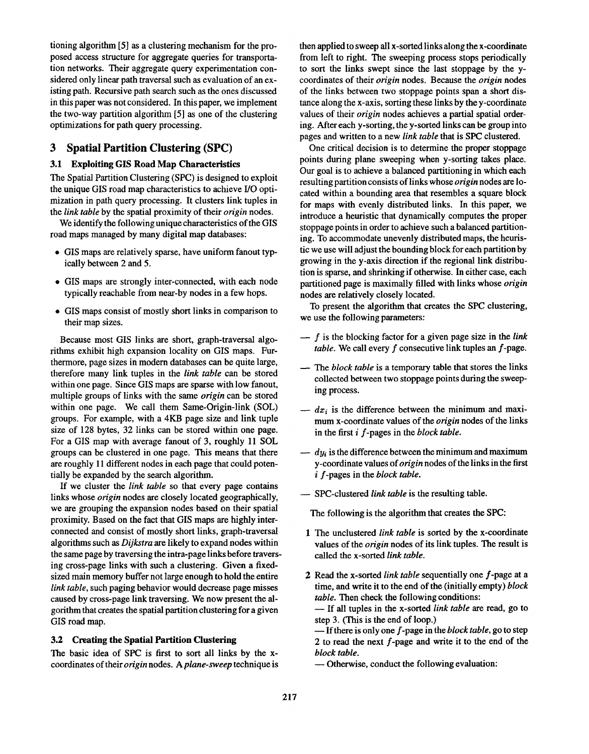tioning algorithm [5] as a clustering mechanism for the proposed access structure for aggregate queries for transportation networks. Their aggregate query experimentation considered only linear path traversal such as evaluation of an existing path. Recursive path search such as the ones discussed in this paper was not considered. In this paper, we implement the two-way partition algorithm [5] as one of the clustering optimizations for path query processing.

## 3 Spatial Partition Clustering (SPC)

### 3.1 Exploiting GIS Road Map Characteristics

The Spatial Partition Clustering (SPC) is designed to exploit the unique GIS road map characteristics to achieve I/O optimization in path query processing. It clusters link tuples in the *link table* by the spatial proximity of their *origin* nodes.

We identify the following unique characteristics of the GIS road maps managed by many digital map databases:

- GIS maps are relatively sparse, have uniform fanout typically between 2 and 5.
- GIS maps are strongly inter-connected, with each node typically reachable from near-by nodes in a few hops.
- GIS maps consist of mostly short links in comparison to their map sizes.

Because most GIS links are short, graph-traversal algorithms exhibit high expansion locality on GIS maps. Furthermore, page sizes in modern databases can be quite large, therefore many link tuples in the *link table* can be stored within one page. Since GIS maps are sparse with low fanout, multiple groups of links with the same *origin* can be stored within one page. We call them Same-Origin-link (SOL) groups. For example, with a 4KB page size and link tuple size of 128 bytes, 32 links can be stored within one page. For a GIS map with average fanout of 3, roughly 11 SOL groups can be clustered in one page. This means that there are roughly 11 different nodes in each page that could potentially be expanded by the search algorithm.

If we cluster the *link table* so that every page contains links whose *origin* nodes are closely located geographically, we are grouping the expansion nodes based on their spatial proximity. Based on the fact that GIS maps are highly interconnected and consist of mostly short links, graph-traversal algorithms such as *Dijkstra* are likely to expand nodes within the same page by traversing the intra-page links before traversing cross-page links with such a clustering. Given a fixed-sized main memory buffer not large enough to hold the entire *link table*, such paging behavior would decrease page misses caused by cross-page link traversing. We now present the algorithm that creates the spatial partition clustering for a given GIS road map.

### 3.2 Creating the Spatial Partition Clustering

The basic idea of SPC is first to sort all links by the x-coordinates of their *origin* nodes. A *plane-sweep* technique is then applied to sweep all x-sorted links along the x-coordinate from left to right. The sweeping process stops periodically to sort the links swept since the last stoppage by the y-coordinates of their *origin* nodes. Because the *origin* nodes of the links between two stoppage points span a short distance along the x-axis, sorting these links by the y-coordinate values of their *origin* nodes achieves a partial spatial ordering. After each y-sorting, the y-sorted links can be group into pages and written to a new *link table* that is SPC clustered.

One critical decision is to determine the proper stoppage points during plane sweeping when y-sorting takes place. Our goal is to achieve a balanced partitioning in which each resulting partition consists of links whose *origin* nodes are located within a bounding area that resembles a square block for maps with evenly distributed links. In this paper, we introduce a heuristic that dynamically computes the proper stoppage points in order to achieve such a balanced partitioning. To accommodate unevenly distributed maps, the heuristic we use will adjust the bounding block for each partition by growing in the y-axis direction if the regional link distribution is sparse, and shrinking if otherwise. In either case, each partitioned page is maximally filled with links whose *origin* nodes are relatively closely located.

To present the algorithm that creates the SPC clustering, we use the following parameters:

— $f$ is the blocking factor for a given page size in the *link table*. We call every $f$ consecutive link tuples an $f$-page.

— The *block table* is a temporary table that stores the links collected between two stoppage points during the sweeping process.

— $dx_i$ is the difference between the minimum and maximum x-coordinate values of the *origin* nodes of the links in the first $i$ $f$-pages in the *block table*.

— $dy_i$ is the difference between the minimum and maximum y-coordinate values of *origin* nodes of the links in the first $i$ $f$-pages in the *block table*.

— SPC-clustered *link table* is the resulting table.

The following is the algorithm that creates the SPC:

1. The unclustered *link table* is sorted by the x-coordinate values of the *origin* nodes of its link tuples. The result is called the x-sorted *link table*.

2. Read the x-sorted *link table* sequentially one $f$-page at a time, and write it to the end of the (initially empty) *block table*. Then check the following conditions:
   — If all tuples in the x-sorted *link table* are read, go to step 3. (This is the end of loop.)
   — If there is only one $f$-page in the *block table*, go to step 2 to read the next $f$-page and write it to the end of the *block table*.
   — Otherwise, conduct the following evaluation: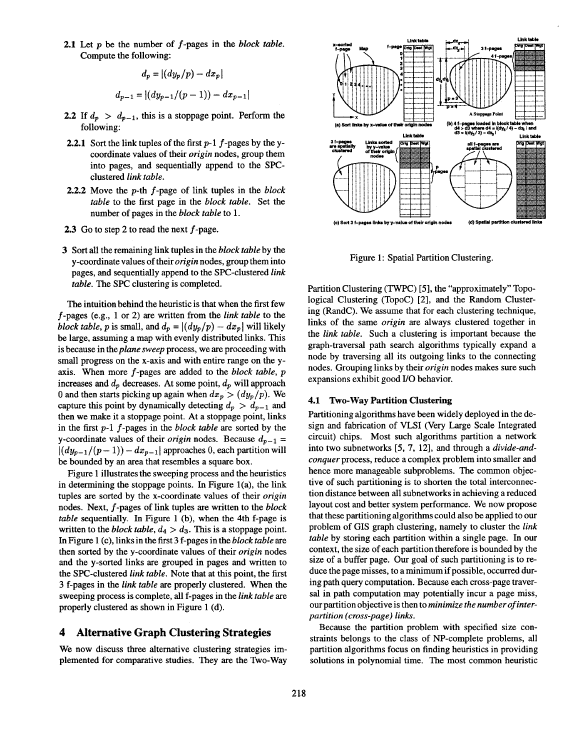2.1 Let $p$ be the number of $f$-pages in the *block table*. Compute the following:

$$d_p = |(dy_p/p) - dx_p|$$

$$d_{p-1} = |(dy_{p-1}/(p-1)) - dx_{p-1}|$$

2.2 If $d_p > d_{p-1}$, this is a stoppage point. Perform the following:

2.2.1 Sort the link tuples of the first $p$-1 $f$-pages by the y-coordinate values of their *origin* nodes, group them into pages, and sequentially append to the SPC-clustered *link table*.

2.2.2 Move the $p$-th $f$-page of link tuples in the *block table* to the first page in the *block table*. Set the number of pages in the *block table* to 1.

2.3 Go to step 2 to read the next $f$-page.

3 Sort all the remaining link tuples in the *block table* by the y-coordinate values of their *origin* nodes, group them into pages, and sequentially append to the SPC-clustered *link table*. The SPC clustering is completed.

The intuition behind the heuristic is that when the first few $f$-pages (e.g., 1 or 2) are written from the *link table* to the *block table*, $p$ is small, and $d_p = |(dy_p/p) - dx_p|$ will likely be large, assuming a map with evenly distributed links. This is because in the *plane sweep* process, we are proceeding with small progress on the x-axis and with entire range on the y-axis. When more $f$-pages are added to the *block table*, $p$ increases and $d_p$ decreases. At some point, $d_p$ will approach 0 and then starts picking up again when $dx_p > (dy_p/p)$. We capture this point by dynamically detecting $d_p > d_{p-1}$ and then we make it a stoppage point. At a stoppage point, links in the first $p$-1 $f$-pages in the *block table* are sorted by the y-coordinate values of their *origin* nodes. Because $d_{p-1} = |(dy_{p-1}/(p-1)) - dx_{p-1}|$ approaches 0, each partition will be bounded by an area that resembles a square box.

Figure 1 illustrates the sweeping process and the heuristics in determining the stoppage points. In Figure 1(a), the link tuples are sorted by the x-coordinate values of their *origin* nodes. Next, $f$-pages of link tuples are written to the *block table* sequentially. In Figure 1 (b), when the 4th f-page is written to the *block table*, $d_4 > d_3$. This is a stoppage point. In Figure 1 (c), links in the first 3 f-pages in the *block table* are then sorted by the y-coordinate values of their *origin* nodes and the y-sorted links are grouped in pages and written to the SPC-clustered *link table*. Note that at this point, the first 3 f-pages in the *link table* are properly clustered. When the sweeping process is complete, all f-pages in the *link table* are properly clustered as shown in Figure 1 (d).

Figure 1: Spatial Partition Clustering.

# 4 Alternative Graph Clustering Strategies

We now discuss three alternative clustering strategies implemented for comparative studies. They are the Two-Way Partition Clustering (TWPC) [5], the "approximately" Topological Clustering (TopoC) [2], and the Random Clustering (RandC). We assume that for each clustering technique, links of the same *origin* are always clustered together in the *link table*. Such a clustering is important because the graph-traversal path search algorithms typically expand a node by traversing all its outgoing links to the connecting nodes. Grouping links by their *origin* nodes makes sure such expansions exhibit good I/O behavior.

## 4.1 Two-Way Partition Clustering

Partitioning algorithms have been widely deployed in the design and fabrication of VLSI (Very Large Scale Integrated circuit) chips. Most such algorithms partition a network into two subnetworks [5, 7, 12], and through a *divide-and-conquer* process, reduce a complex problem into smaller and hence more manageable subproblems. The common objective of such partitioning is to shorten the total interconnection distance between all subnetworks in achieving a reduced layout cost and better system performance. We now propose that these partitioning algorithms could also be applied to our problem of GIS graph clustering, namely to cluster the *link table* by storing each partition within a single page. In our context, the size of each partition therefore is bounded by the size of a buffer page. Our goal of such partitioning is to reduce the page misses, to a minimum if possible, occurred during path query computation. Because each cross-page traversal in path computation may potentially incur a page miss, our partition objective is then to *minimize the number of inter-partition (cross-page) links*.

Because the partition problem with specified size constraints belongs to the class of NP-complete problems, all partition algorithms focus on finding heuristics in providing solutions in polynomial time. The most common heuristic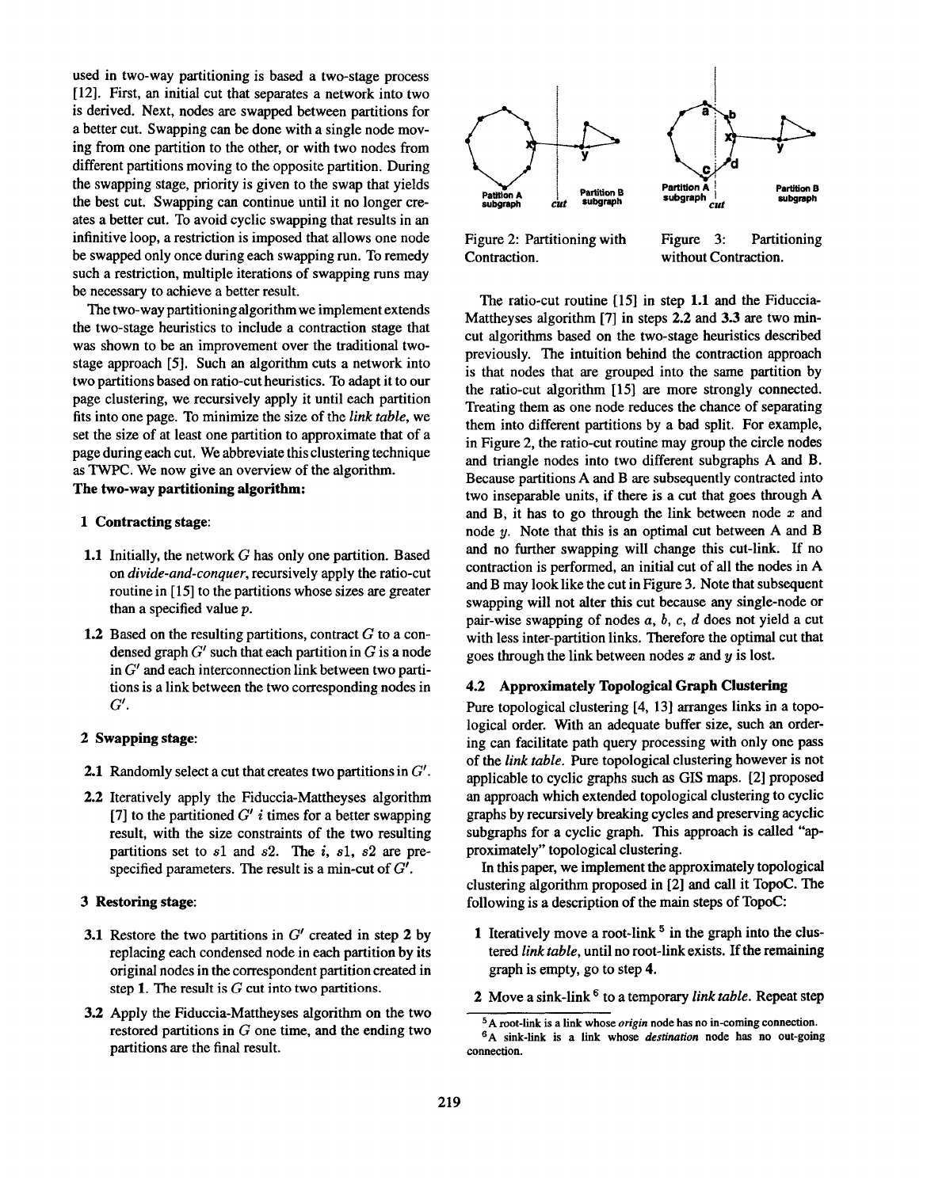used in two-way partitioning is based a two-stage process [12]. First, an initial cut that separates a network into two is derived. Next, nodes are swapped between partitions for a better cut. Swapping can be done with a single node moving from one partition to the other, or with two nodes from different partitions moving to the opposite partition. During the swapping stage, priority is given to the swap that yields the best cut. Swapping can continue until it no longer creates a better cut. To avoid cyclic swapping that results in an infinitive loop, a restriction is imposed that allows one node be swapped only once during each swapping run. To remedy such a restriction, multiple iterations of swapping runs may be necessary to achieve a better result.

The two-way partitioning algorithm we implement extends the two-stage heuristics to include a contraction stage that was shown to be an improvement over the traditional two-stage approach [5]. Such an algorithm cuts a network into two partitions based on ratio-cut heuristics. To adapt it to our page clustering, we recursively apply it until each partition fits into one page. To minimize the size of the *link table*, we set the size of at least one partition to approximate that of a page during each cut. We abbreviate this clustering technique as TWPC. We now give an overview of the algorithm.

**The two-way partitioning algorithm:**

**1 Contracting stage**:

**1.1** Initially, the network $G$ has only one partition. Based on *divide-and-conquer*, recursively apply the ratio-cut routine in [15] to the partitions whose sizes are greater than a specified value $p$.

**1.2** Based on the resulting partitions, contract $G$ to a condensed graph $G'$ such that each partition in $G$ is a node in $G'$ and each interconnection link between two partitions is a link between the two corresponding nodes in $G'$.

**2 Swapping stage**:

**2.1** Randomly select a cut that creates two partitions in $G'$.

**2.2** Iteratively apply the Fiduccia-Mattheyses algorithm [7] to the partitioned $G'$ $i$ times for a better swapping result, with the size constraints of the two resulting partitions set to $s1$ and $s2$. The $i$, $s1$, $s2$ are pre-specified parameters. The result is a min-cut of $G'$.

**3 Restoring stage**:

**3.1** Restore the two partitions in $G'$ created in step **2** by replacing each condensed node in each partition by its original nodes in the correspondent partition created in step **1**. The result is $G$ cut into two partitions.

**3.2** Apply the Fiduccia-Mattheyses algorithm on the two restored partitions in $G$ one time, and the ending two partitions are the final result.

Figure 2: Partitioning with Contraction.

Figure 3: Partitioning without Contraction.

The ratio-cut routine [15] in step **1.1** and the Fiduccia-Mattheyses algorithm [7] in steps **2.2** and **3.3** are two min-cut algorithms based on the two-stage heuristics described previously. The intuition behind the contraction approach is that nodes that are grouped into the same partition by the ratio-cut algorithm [15] are more strongly connected. Treating them as one node reduces the chance of separating them into different partitions by a bad split. For example, in Figure 2, the ratio-cut routine may group the circle nodes and triangle nodes into two different subgraphs A and B. Because partitions A and B are subsequently contracted into two inseparable units, if there is a cut that goes through A and B, it has to go through the link between node $x$ and node $y$. Note that this is an optimal cut between A and B and no further swapping will change this cut-link. If no contraction is performed, an initial cut of all the nodes in A and B may look like the cut in Figure 3. Note that subsequent swapping will not alter this cut because any single-node or pair-wise swapping of nodes $a$, $b$, $c$, $d$ does not yield a cut with less inter-partition links. Therefore the optimal cut that goes through the link between nodes $x$ and $y$ is lost.

### 4.2 Approximately Topological Graph Clustering

Pure topological clustering [4, 13] arranges links in a topological order. With an adequate buffer size, such an ordering can facilitate path query processing with only one pass of the *link table*. Pure topological clustering however is not applicable to cyclic graphs such as GIS maps. [2] proposed an approach which extended topological clustering to cyclic graphs by recursively breaking cycles and preserving acyclic subgraphs for a cyclic graph. This approach is called "approximately" topological clustering.

In this paper, we implement the approximately topological clustering algorithm proposed in [2] and call it TopoC. The following is a description of the main steps of TopoC:

**1** Iteratively move a root-link [5] in the graph into the clustered *link table*, until no root-link exists. If the remaining graph is empty, go to step **4**.

**2** Move a sink-link [6] to a temporary *link table*. Repeat step

[5] A root-link is a link whose *origin* node has no in-coming connection.

[6] A sink-link is a link whose *destination* node has no out-going connection.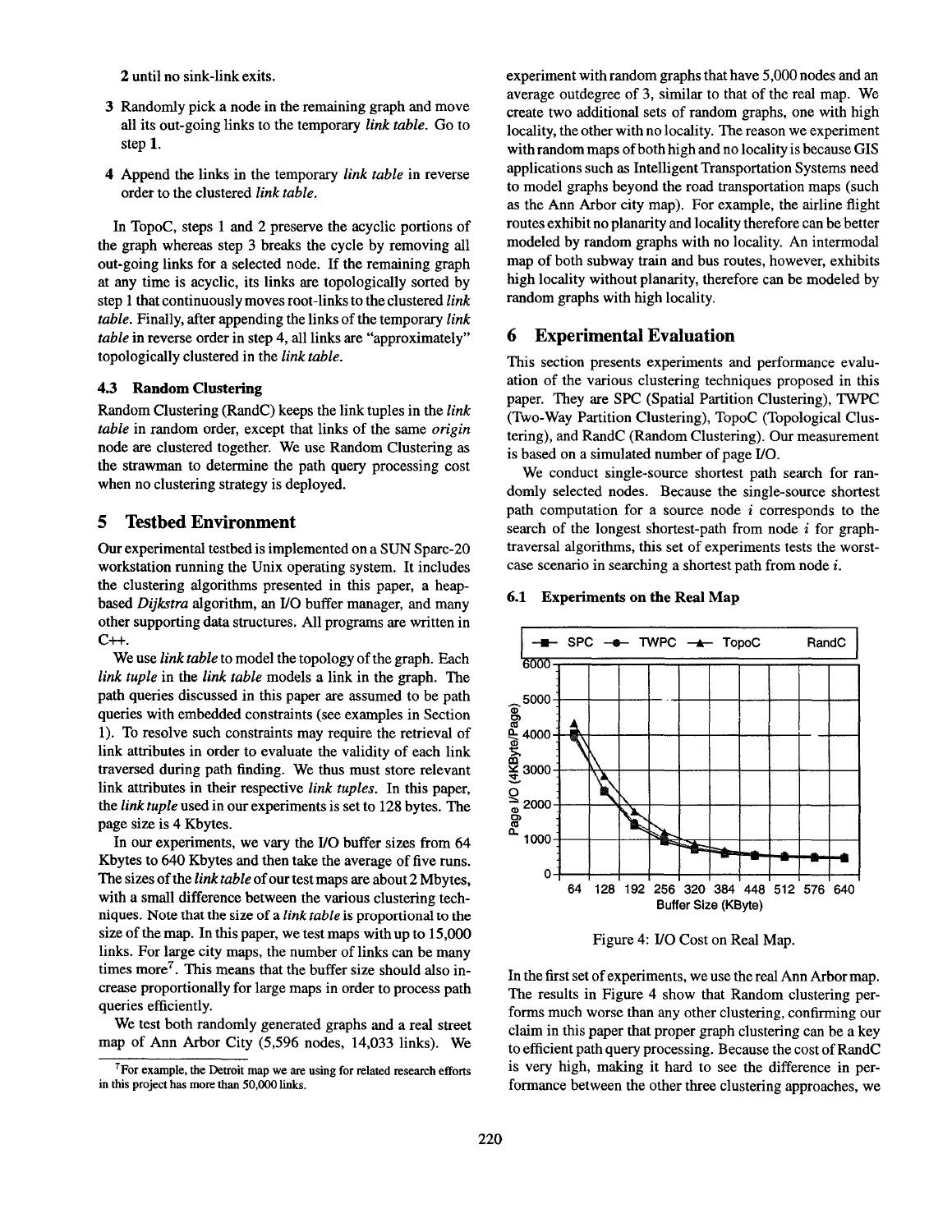2 until no sink-link exits.

3 Randomly pick a node in the remaining graph and move all its out-going links to the temporary *link table*. Go to step 1.

4 Append the links in the temporary *link table* in reverse order to the clustered *link table*.

In TopoC, steps 1 and 2 preserve the acyclic portions of the graph whereas step 3 breaks the cycle by removing all out-going links for a selected node. If the remaining graph at any time is acyclic, its links are topologically sorted by step 1 that continuously moves root-links to the clustered *link table*. Finally, after appending the links of the temporary *link table* in reverse order in step 4, all links are "approximately" topologically clustered in the *link table*.

### 4.3 Random Clustering

Random Clustering (RandC) keeps the link tuples in the *link table* in random order, except that links of the same *origin* node are clustered together. We use Random Clustering as the strawman to determine the path query processing cost when no clustering strategy is deployed.

## 5 Testbed Environment

Our experimental testbed is implemented on a SUN Sparc-20 workstation running the Unix operating system. It includes the clustering algorithms presented in this paper, a heap-based *Dijkstra* algorithm, an I/O buffer manager, and many other supporting data structures. All programs are written in C++.

We use *link table* to model the topology of the graph. Each *link tuple* in the *link table* models a link in the graph. The path queries discussed in this paper are assumed to be path queries with embedded constraints (see examples in Section 1). To resolve such constraints may require the retrieval of link attributes in order to evaluate the validity of each link traversed during path finding. We thus must store relevant link attributes in their respective *link tuples*. In this paper, the *link tuple* used in our experiments is set to 128 bytes. The page size is 4 Kbytes.

In our experiments, we vary the I/O buffer sizes from 64 Kbytes to 640 Kbytes and then take the average of five runs. The sizes of the *link table* of our test maps are about 2 Mbytes, with a small difference between the various clustering techniques. Note that the size of a *link table* is proportional to the size of the map. In this paper, we test maps with up to 15,000 links. For large city maps, the number of links can be many times more[7]. This means that the buffer size should also increase proportionally for large maps in order to process path queries efficiently.

We test both randomly generated graphs and a real street map of Ann Arbor City (5,596 nodes, 14,033 links). We experiment with random graphs that have 5,000 nodes and an average outdegree of 3, similar to that of the real map. We create two additional sets of random graphs, one with high locality, the other with no locality. The reason we experiment with random maps of both high and no locality is because GIS applications such as Intelligent Transportation Systems need to model graphs beyond the road transportation maps (such as the Ann Arbor city map). For example, the airline flight routes exhibit no planarity and locality therefore can be better modeled by random graphs with no locality. An intermodal map of both subway train and bus routes, however, exhibits high locality without planarity, therefore can be modeled by random graphs with high locality.

[7] For example, the Detroit map we are using for related research efforts in this project has more than 50,000 links.

## 6 Experimental Evaluation

This section presents experiments and performance evaluation of the various clustering techniques proposed in this paper. They are SPC (Spatial Partition Clustering), TWPC (Two-Way Partition Clustering), TopoC (Topological Clustering), and RandC (Random Clustering). Our measurement is based on a simulated number of page I/O.

We conduct single-source shortest path search for randomly selected nodes. Because the single-source shortest path computation for a source node $i$ corresponds to the search of the longest shortest-path from node $i$ for graph-traversal algorithms, this set of experiments tests the worst-case scenario in searching a shortest path from node $i$.

### 6.1 Experiments on the Real Map

Figure 4: I/O Cost on Real Map.

In the first set of experiments, we use the real Ann Arbor map. The results in Figure 4 show that Random clustering performs much worse than any other clustering, confirming our claim in this paper that proper graph clustering can be a key to efficient path query processing. Because the cost of RandC is very high, making it hard to see the difference in performance between the other three clustering approaches, we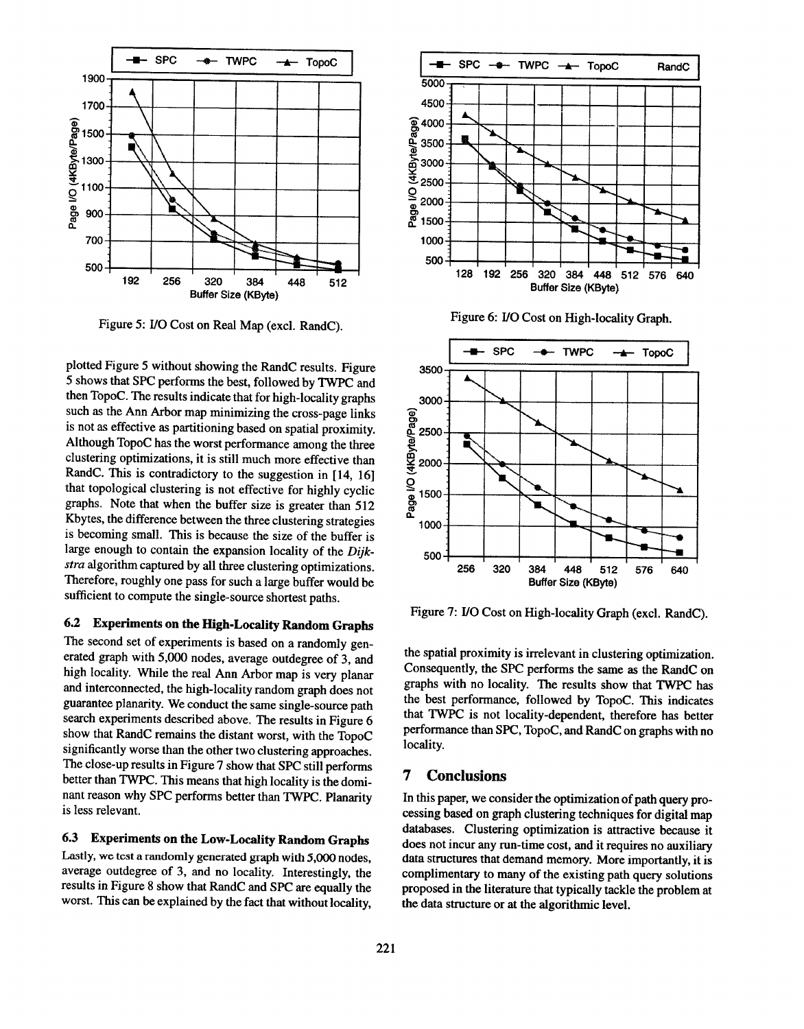Figure 5: I/O Cost on Real Map (excl. RandC).

plotted Figure 5 without showing the RandC results. Figure 5 shows that SPC performs the best, followed by TWPC and then TopoC. The results indicate that for high-locality graphs such as the Ann Arbor map minimizing the cross-page links is not as effective as partitioning based on spatial proximity. Although TopoC has the worst performance among the three clustering optimizations, it is still much more effective than RandC. This is contradictory to the suggestion in [14, 16] that topological clustering is not effective for highly cyclic graphs. Note that when the buffer size is greater than 512 Kbytes, the difference between the three clustering strategies is becoming small. This is because the size of the buffer is large enough to contain the expansion locality of the *Dijkstra* algorithm captured by all three clustering optimizations. Therefore, roughly one pass for such a large buffer would be sufficient to compute the single-source shortest paths.

### 6.2 Experiments on the High-Locality Random Graphs

The second set of experiments is based on a randomly generated graph with 5,000 nodes, average outdegree of 3, and high locality. While the real Ann Arbor map is very planar and interconnected, the high-locality random graph does not guarantee planarity. We conduct the same single-source path search experiments described above. The results in Figure 6 show that RandC remains the distant worst, with the TopoC significantly worse than the other two clustering approaches. The close-up results in Figure 7 show that SPC still performs better than TWPC. This means that high locality is the dominant reason why SPC performs better than TWPC. Planarity is less relevant.

### 6.3 Experiments on the Low-Locality Random Graphs

Lastly, we test a randomly generated graph with 5,000 nodes, average outdegree of 3, and no locality. Interestingly, the results in Figure 8 show that RandC and SPC are equally the worst. This can be explained by the fact that without locality, the spatial proximity is irrelevant in clustering optimization. Consequently, the SPC performs the same as the RandC on graphs with no locality. The results show that TWPC has the best performance, followed by TopoC. This indicates that TWPC is not locality-dependent, therefore has better performance than SPC, TopoC, and RandC on graphs with no locality.

Figure 6: I/O Cost on High-locality Graph.

Figure 7: I/O Cost on High-locality Graph (excl. RandC).

## 7 Conclusions

In this paper, we consider the optimization of path query processing based on graph clustering techniques for digital map databases. Clustering optimization is attractive because it does not incur any run-time cost, and it requires no auxiliary data structures that demand memory. More importantly, it is complimentary to many of the existing path query solutions proposed in the literature that typically tackle the problem at the data structure or at the algorithmic level.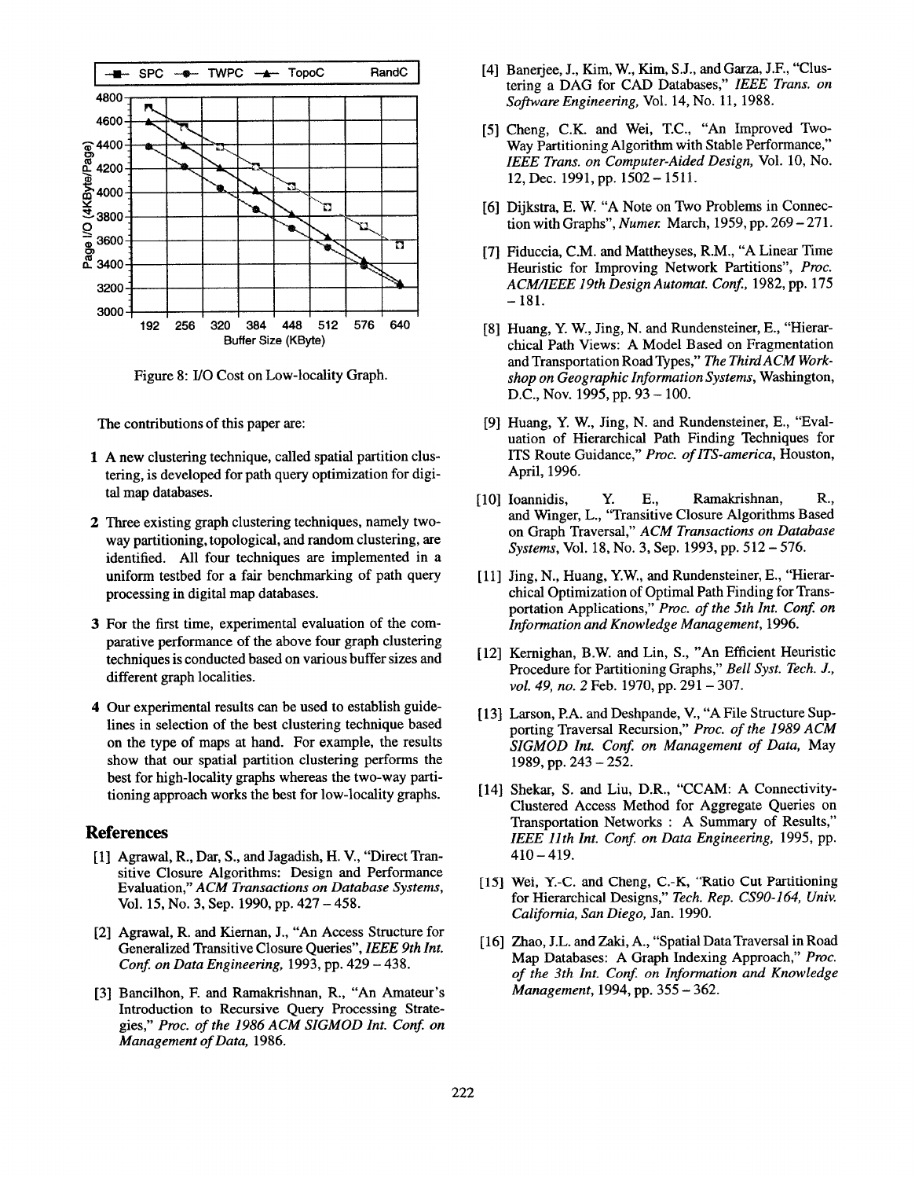SPC TWPC TopoC RandC

4800
4600
4400
4200
4000
3800
3600
3400
3200
3000

Page I/O (4KByte/Page)

192 256 320 384 448 512 576 640

Buffer Size (KByte)

Figure 8: I/O Cost on Low-locality Graph.

The contributions of this paper are:

1 A new clustering technique, called spatial partition clustering, is developed for path query optimization for digital map databases.

2 Three existing graph clustering techniques, namely two-way partitioning, topological, and random clustering, are identified. All four techniques are implemented in a uniform testbed for a fair benchmarking of path query processing in digital map databases.

3 For the first time, experimental evaluation of the comparative performance of the above four graph clustering techniques is conducted based on various buffer sizes and different graph localities.

4 Our experimental results can be used to establish guidelines in selection of the best clustering technique based on the type of maps at hand. For example, the results show that our spatial partition clustering performs the best for high-locality graphs whereas the two-way partitioning approach works the best for low-locality graphs.

## References

[1] Agrawal, R., Dar, S., and Jagadish, H. V., "Direct Transitive Closure Algorithms: Design and Performance Evaluation," *ACM Transactions on Database Systems*, Vol. 15, No. 3, Sep. 1990, pp. 427 – 458.

[2] Agrawal, R. and Kiernan, J., "An Access Structure for Generalized Transitive Closure Queries", *IEEE 9th Int. Conf. on Data Engineering*, 1993, pp. 429 – 438.

[3] Bancilhon, F. and Ramakrishnan, R., "An Amateur's Introduction to Recursive Query Processing Strategies," *Proc. of the 1986 ACM SIGMOD Int. Conf. on Management of Data*, 1986.

[4] Banerjee, J., Kim, W., Kim, S.J., and Garza, J.F., "Clustering a DAG for CAD Databases," *IEEE Trans. on Software Engineering*, Vol. 14, No. 11, 1988.

[5] Cheng, C.K. and Wei, T.C., "An Improved Two-Way Partitioning Algorithm with Stable Performance," *IEEE Trans. on Computer-Aided Design*, Vol. 10, No. 12, Dec. 1991, pp. 1502 – 1511.

[6] Dijkstra, E. W. "A Note on Two Problems in Connection with Graphs", *Numer.* March, 1959, pp. 269 – 271.

[7] Fiduccia, C.M. and Mattheyses, R.M., "A Linear Time Heuristic for Improving Network Partitions", *Proc. ACM/IEEE 19th Design Automat. Conf.*, 1982, pp. 175 – 181.

[8] Huang, Y. W., Jing, N. and Rundensteiner, E., "Hierarchical Path Views: A Model Based on Fragmentation and Transportation Road Types," *The Third ACM Workshop on Geographic Information Systems*, Washington, D.C., Nov. 1995, pp. 93 – 100.

[9] Huang, Y. W., Jing, N. and Rundensteiner, E., "Evaluation of Hierarchical Path Finding Techniques for ITS Route Guidance," *Proc. of ITS-america*, Houston, April, 1996.

[10] Ioannidis, Y. E., Ramakrishnan, R., and Winger, L., "Transitive Closure Algorithms Based on Graph Traversal," *ACM Transactions on Database Systems*, Vol. 18, No. 3, Sep. 1993, pp. 512 – 576.

[11] Jing, N., Huang, Y.W., and Rundensteiner, E., "Hierarchical Optimization of Optimal Path Finding for Transportation Applications," *Proc. of the 5th Int. Conf. on Information and Knowledge Management*, 1996.

[12] Kernighan, B.W. and Lin, S., "An Efficient Heuristic Procedure for Partitioning Graphs," *Bell Syst. Tech. J., vol. 49, no. 2* Feb. 1970, pp. 291 – 307.

[13] Larson, P.A. and Deshpande, V., "A File Structure Supporting Traversal Recursion," *Proc. of the 1989 ACM SIGMOD Int. Conf. on Management of Data*, May 1989, pp. 243 – 252.

[14] Shekar, S. and Liu, D.R., "CCAM: A Connectivity-Clustered Access Method for Aggregate Queries on Transportation Networks : A Summary of Results," *IEEE 11th Int. Conf. on Data Engineering*, 1995, pp. 410 – 419.

[15] Wei, Y.-C. and Cheng, C.-K, "Ratio Cut Partitioning for Hierarchical Designs," *Tech. Rep. CS90-164, Univ. California, San Diego*, Jan. 1990.

[16] Zhao, J.L. and Zaki, A., "Spatial Data Traversal in Road Map Databases: A Graph Indexing Approach," *Proc. of the 3th Int. Conf. on Information and Knowledge Management*, 1994, pp. 355 – 362.